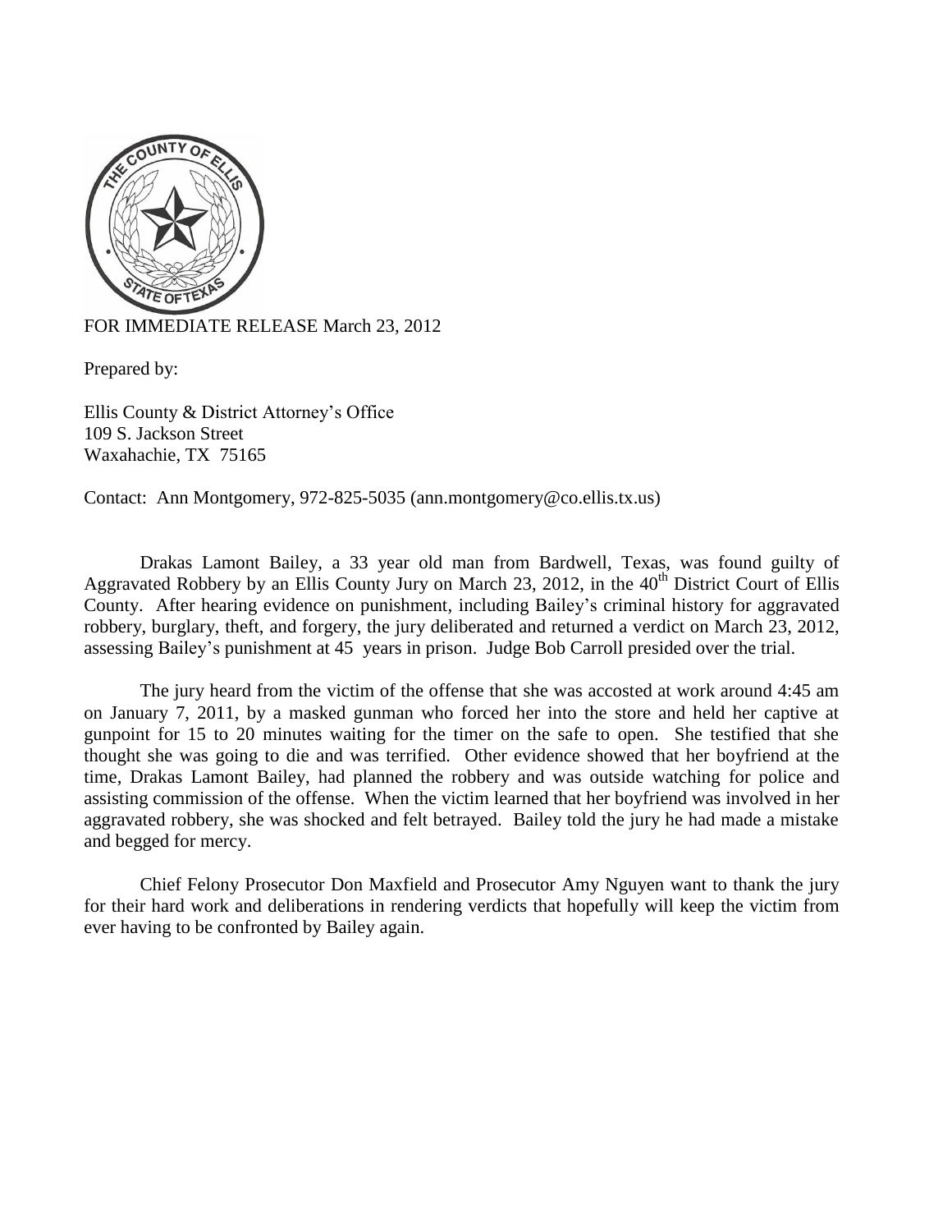FOR IMMEDIATE RELEASE March 23, 2012

Prepared by:

Ellis County & District Attorney's Office
109 S. Jackson Street
Waxahachie, TX 75165

Contact: Ann Montgomery, 972-825-5035 (ann.montgomery@co.ellis.tx.us)

Drakas Lamont Bailey, a 33 year old man from Bardwell, Texas, was found guilty of Aggravated Robbery by an Ellis County Jury on March 23, 2012, in the 40th District Court of Ellis County. After hearing evidence on punishment, including Bailey's criminal history for aggravated robbery, burglary, theft, and forgery, the jury deliberated and returned a verdict on March 23, 2012, assessing Bailey's punishment at 45 years in prison. Judge Bob Carroll presided over the trial.

The jury heard from the victim of the offense that she was accosted at work around 4:45 am on January 7, 2011, by a masked gunman who forced her into the store and held her captive at gunpoint for 15 to 20 minutes waiting for the timer on the safe to open. She testified that she thought she was going to die and was terrified. Other evidence showed that her boyfriend at the time, Drakas Lamont Bailey, had planned the robbery and was outside watching for police and assisting commission of the offense. When the victim learned that her boyfriend was involved in her aggravated robbery, she was shocked and felt betrayed. Bailey told the jury he had made a mistake and begged for mercy.

Chief Felony Prosecutor Don Maxfield and Prosecutor Amy Nguyen want to thank the jury for their hard work and deliberations in rendering verdicts that hopefully will keep the victim from ever having to be confronted by Bailey again.